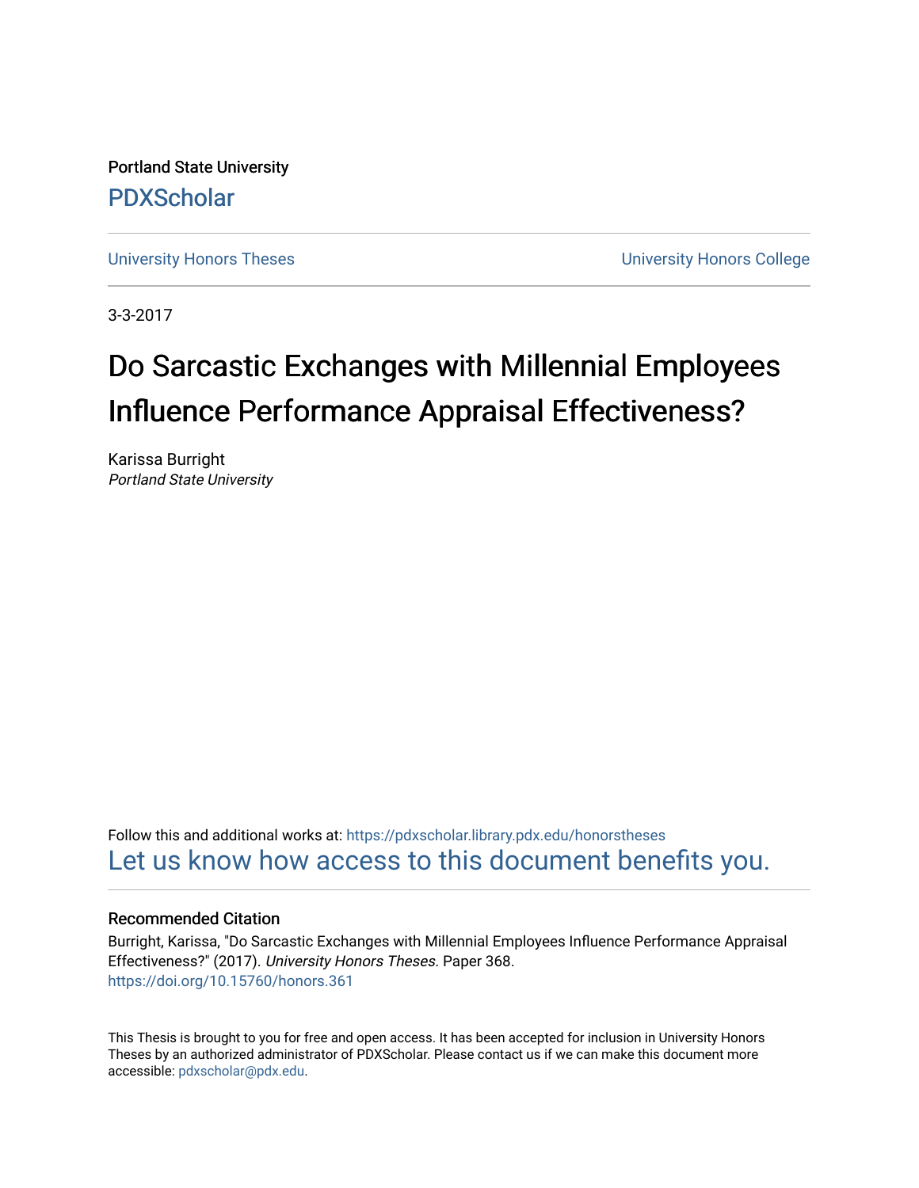Portland State University

PDXScholar

University Honors Theses

University Honors College

3-3-2017

# Do Sarcastic Exchanges with Millennial Employees Influence Performance Appraisal Effectiveness?

Karissa Burright
*Portland State University*

Follow this and additional works at: https://pdxscholar.library.pdx.edu/honorstheses

Let us know how access to this document benefits you.

### Recommended Citation

Burright, Karissa, "Do Sarcastic Exchanges with Millennial Employees Influence Performance Appraisal Effectiveness?" (2017). *University Honors Theses.* Paper 368.
https://doi.org/10.15760/honors.361

This Thesis is brought to you for free and open access. It has been accepted for inclusion in University Honors Theses by an authorized administrator of PDXScholar. Please contact us if we can make this document more accessible: pdxscholar@pdx.edu.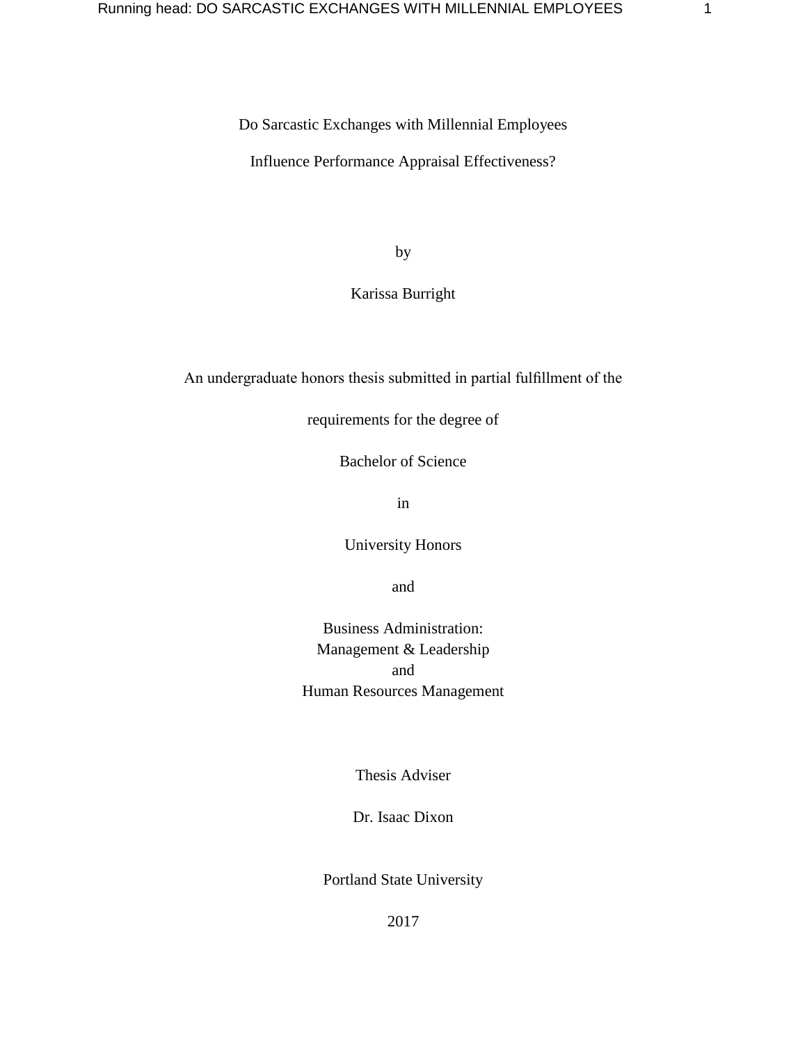# Do Sarcastic Exchanges with Millennial Employees Influence Performance Appraisal Effectiveness?

by

Karissa Burright

An undergraduate honors thesis submitted in partial fulfillment of the

requirements for the degree of

Bachelor of Science

in

University Honors

and

Business Administration:
Management & Leadership
and
Human Resources Management

Thesis Adviser

Dr. Isaac Dixon

Portland State University

2017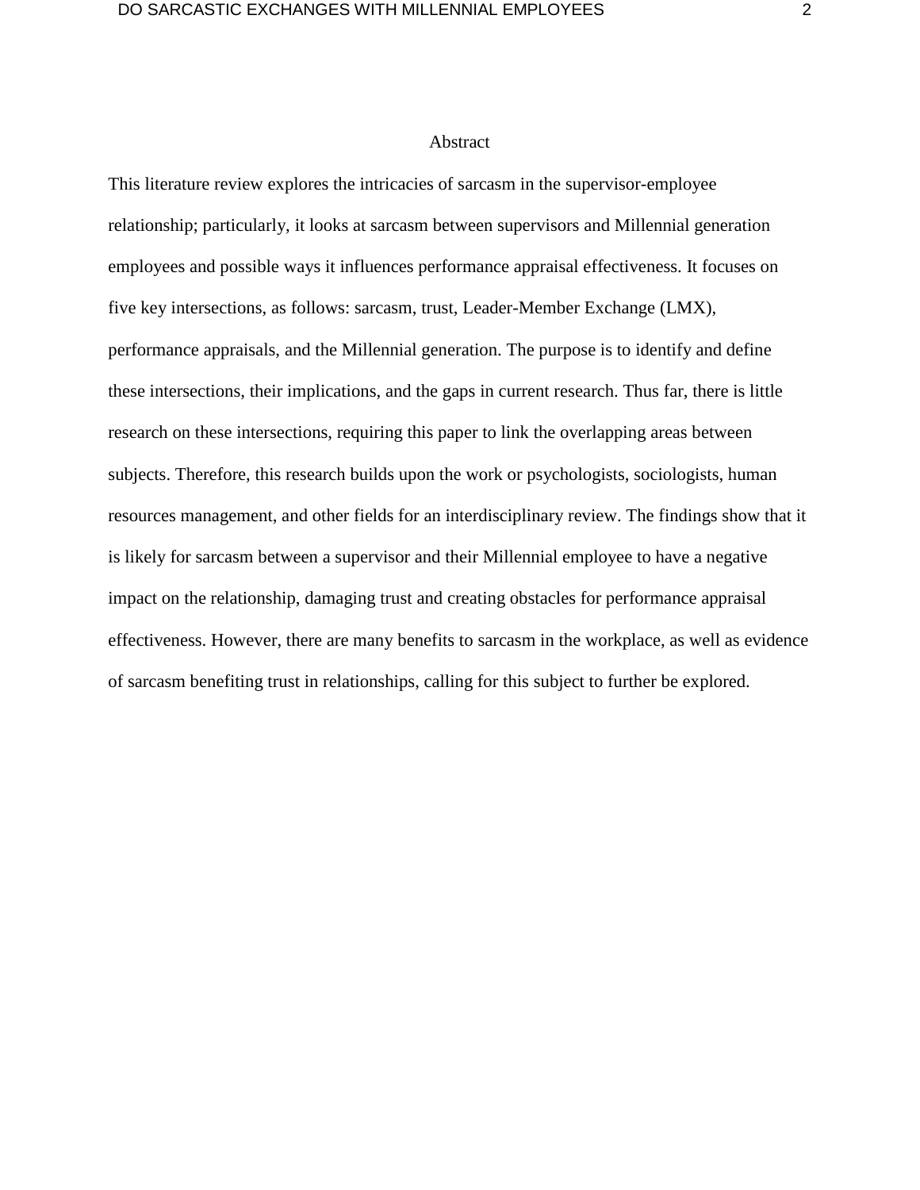# Abstract

This literature review explores the intricacies of sarcasm in the supervisor-employee relationship; particularly, it looks at sarcasm between supervisors and Millennial generation employees and possible ways it influences performance appraisal effectiveness. It focuses on five key intersections, as follows: sarcasm, trust, Leader-Member Exchange (LMX), performance appraisals, and the Millennial generation. The purpose is to identify and define these intersections, their implications, and the gaps in current research. Thus far, there is little research on these intersections, requiring this paper to link the overlapping areas between subjects. Therefore, this research builds upon the work or psychologists, sociologists, human resources management, and other fields for an interdisciplinary review. The findings show that it is likely for sarcasm between a supervisor and their Millennial employee to have a negative impact on the relationship, damaging trust and creating obstacles for performance appraisal effectiveness. However, there are many benefits to sarcasm in the workplace, as well as evidence of sarcasm benefiting trust in relationships, calling for this subject to further be explored.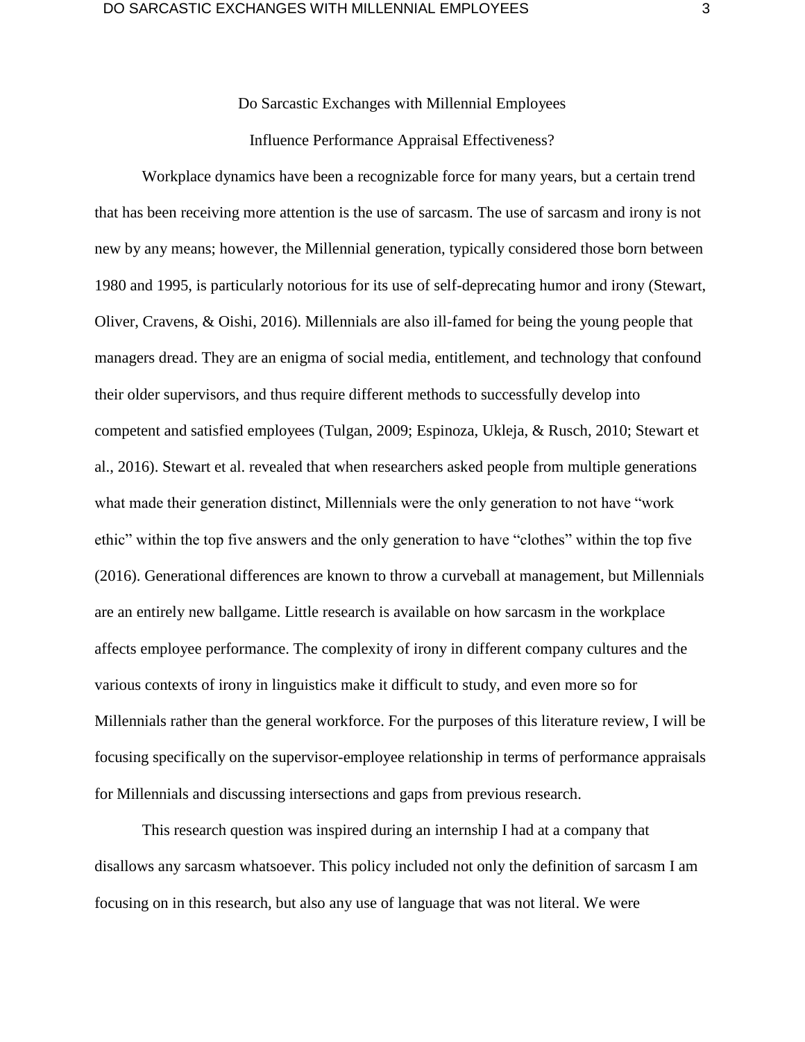# Do Sarcastic Exchanges with Millennial Employees Influence Performance Appraisal Effectiveness?

Workplace dynamics have been a recognizable force for many years, but a certain trend that has been receiving more attention is the use of sarcasm. The use of sarcasm and irony is not new by any means; however, the Millennial generation, typically considered those born between 1980 and 1995, is particularly notorious for its use of self-deprecating humor and irony (Stewart, Oliver, Cravens, & Oishi, 2016). Millennials are also ill-famed for being the young people that managers dread. They are an enigma of social media, entitlement, and technology that confound their older supervisors, and thus require different methods to successfully develop into competent and satisfied employees (Tulgan, 2009; Espinoza, Ukleja, & Rusch, 2010; Stewart et al., 2016). Stewart et al. revealed that when researchers asked people from multiple generations what made their generation distinct, Millennials were the only generation to not have "work ethic" within the top five answers and the only generation to have "clothes" within the top five (2016). Generational differences are known to throw a curveball at management, but Millennials are an entirely new ballgame. Little research is available on how sarcasm in the workplace affects employee performance. The complexity of irony in different company cultures and the various contexts of irony in linguistics make it difficult to study, and even more so for Millennials rather than the general workforce. For the purposes of this literature review, I will be focusing specifically on the supervisor-employee relationship in terms of performance appraisals for Millennials and discussing intersections and gaps from previous research.

This research question was inspired during an internship I had at a company that disallows any sarcasm whatsoever. This policy included not only the definition of sarcasm I am focusing on in this research, but also any use of language that was not literal. We were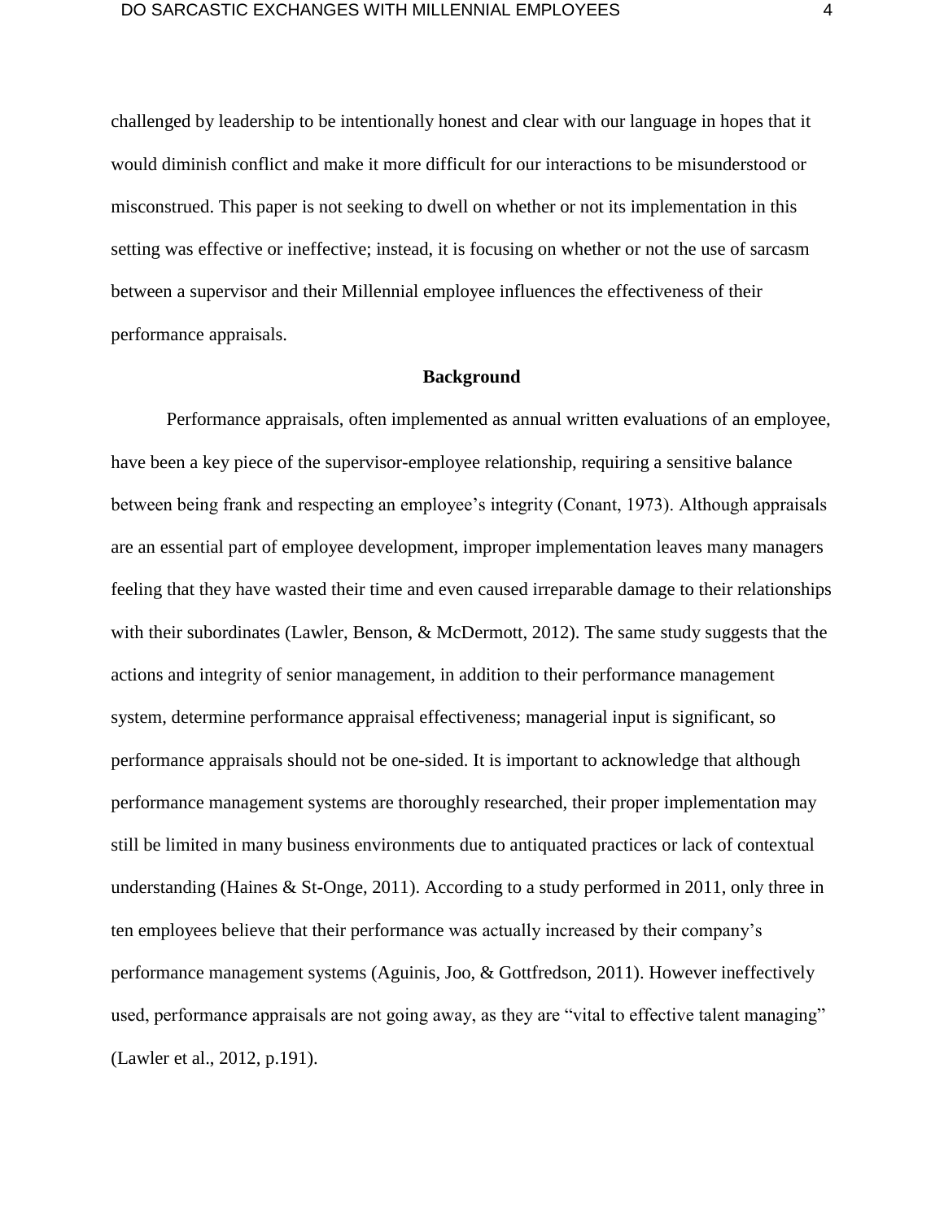challenged by leadership to be intentionally honest and clear with our language in hopes that it would diminish conflict and make it more difficult for our interactions to be misunderstood or misconstrued. This paper is not seeking to dwell on whether or not its implementation in this setting was effective or ineffective; instead, it is focusing on whether or not the use of sarcasm between a supervisor and their Millennial employee influences the effectiveness of their performance appraisals.

## Background

Performance appraisals, often implemented as annual written evaluations of an employee, have been a key piece of the supervisor-employee relationship, requiring a sensitive balance between being frank and respecting an employee's integrity (Conant, 1973). Although appraisals are an essential part of employee development, improper implementation leaves many managers feeling that they have wasted their time and even caused irreparable damage to their relationships with their subordinates (Lawler, Benson, & McDermott, 2012). The same study suggests that the actions and integrity of senior management, in addition to their performance management system, determine performance appraisal effectiveness; managerial input is significant, so performance appraisals should not be one-sided. It is important to acknowledge that although performance management systems are thoroughly researched, their proper implementation may still be limited in many business environments due to antiquated practices or lack of contextual understanding (Haines & St-Onge, 2011). According to a study performed in 2011, only three in ten employees believe that their performance was actually increased by their company's performance management systems (Aguinis, Joo, & Gottfredson, 2011). However ineffectively used, performance appraisals are not going away, as they are "vital to effective talent managing" (Lawler et al., 2012, p.191).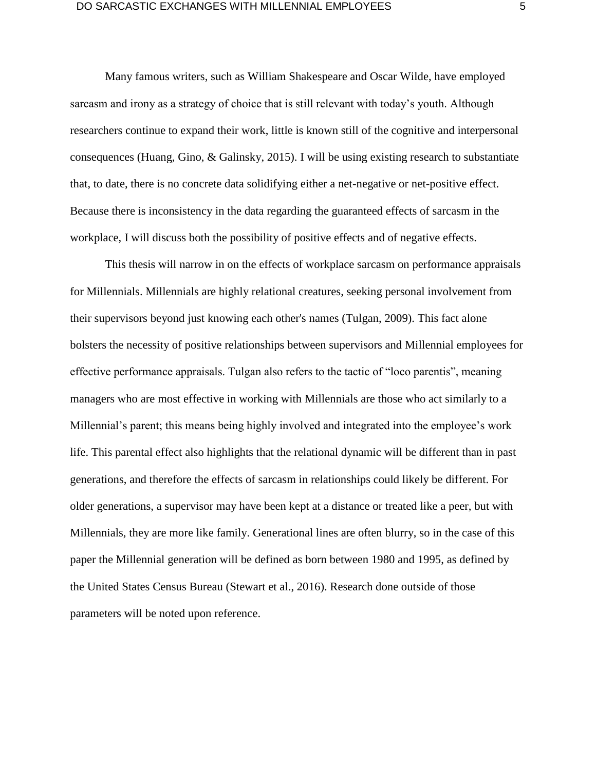Many famous writers, such as William Shakespeare and Oscar Wilde, have employed sarcasm and irony as a strategy of choice that is still relevant with today's youth. Although researchers continue to expand their work, little is known still of the cognitive and interpersonal consequences (Huang, Gino, & Galinsky, 2015). I will be using existing research to substantiate that, to date, there is no concrete data solidifying either a net-negative or net-positive effect. Because there is inconsistency in the data regarding the guaranteed effects of sarcasm in the workplace, I will discuss both the possibility of positive effects and of negative effects.

This thesis will narrow in on the effects of workplace sarcasm on performance appraisals for Millennials. Millennials are highly relational creatures, seeking personal involvement from their supervisors beyond just knowing each other's names (Tulgan, 2009). This fact alone bolsters the necessity of positive relationships between supervisors and Millennial employees for effective performance appraisals. Tulgan also refers to the tactic of "loco parentis", meaning managers who are most effective in working with Millennials are those who act similarly to a Millennial's parent; this means being highly involved and integrated into the employee's work life. This parental effect also highlights that the relational dynamic will be different than in past generations, and therefore the effects of sarcasm in relationships could likely be different. For older generations, a supervisor may have been kept at a distance or treated like a peer, but with Millennials, they are more like family. Generational lines are often blurry, so in the case of this paper the Millennial generation will be defined as born between 1980 and 1995, as defined by the United States Census Bureau (Stewart et al., 2016). Research done outside of those parameters will be noted upon reference.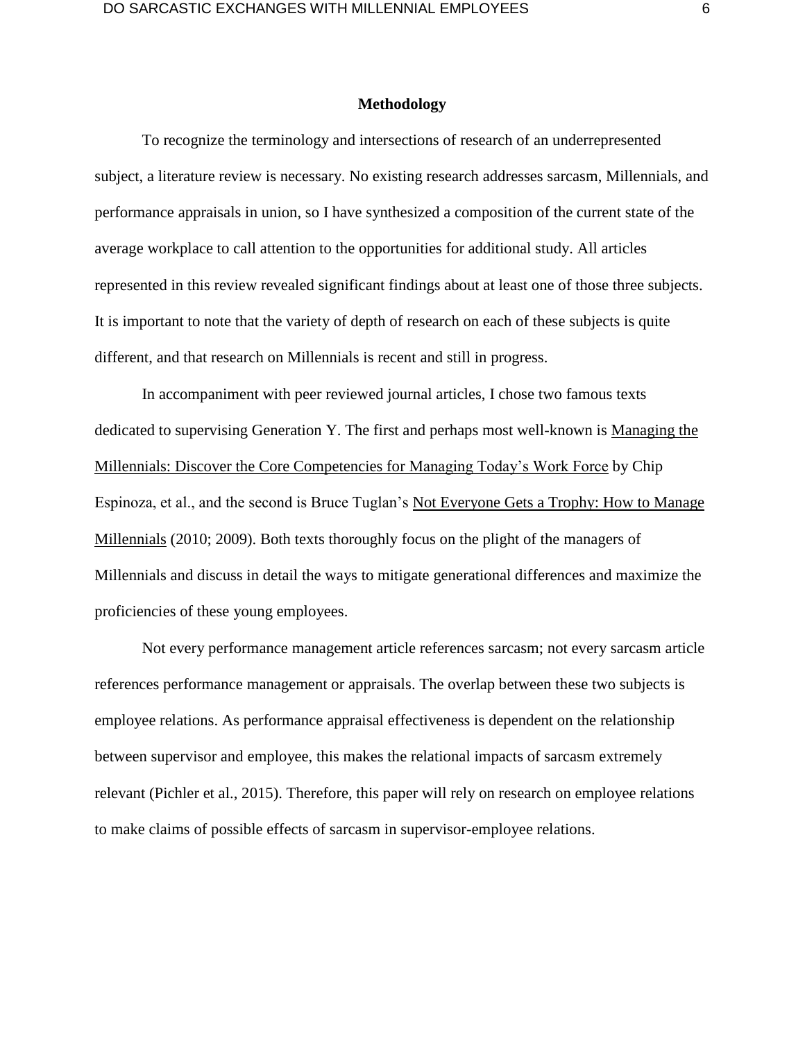## Methodology

To recognize the terminology and intersections of research of an underrepresented subject, a literature review is necessary. No existing research addresses sarcasm, Millennials, and performance appraisals in union, so I have synthesized a composition of the current state of the average workplace to call attention to the opportunities for additional study. All articles represented in this review revealed significant findings about at least one of those three subjects. It is important to note that the variety of depth of research on each of these subjects is quite different, and that research on Millennials is recent and still in progress.

In accompaniment with peer reviewed journal articles, I chose two famous texts dedicated to supervising Generation Y. The first and perhaps most well-known is <u>Managing the Millennials: Discover the Core Competencies for Managing Today's Work Force</u> by Chip Espinoza, et al., and the second is Bruce Tuglan's <u>Not Everyone Gets a Trophy: How to Manage Millennials</u> (2010; 2009). Both texts thoroughly focus on the plight of the managers of Millennials and discuss in detail the ways to mitigate generational differences and maximize the proficiencies of these young employees.

Not every performance management article references sarcasm; not every sarcasm article references performance management or appraisals. The overlap between these two subjects is employee relations. As performance appraisal effectiveness is dependent on the relationship between supervisor and employee, this makes the relational impacts of sarcasm extremely relevant (Pichler et al., 2015). Therefore, this paper will rely on research on employee relations to make claims of possible effects of sarcasm in supervisor-employee relations.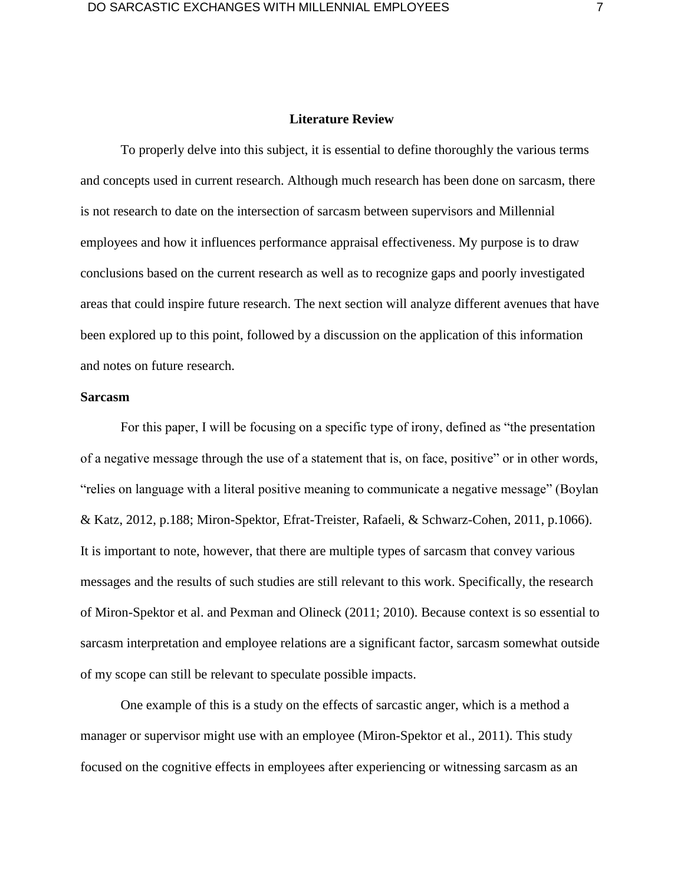## Literature Review

To properly delve into this subject, it is essential to define thoroughly the various terms and concepts used in current research. Although much research has been done on sarcasm, there is not research to date on the intersection of sarcasm between supervisors and Millennial employees and how it influences performance appraisal effectiveness. My purpose is to draw conclusions based on the current research as well as to recognize gaps and poorly investigated areas that could inspire future research. The next section will analyze different avenues that have been explored up to this point, followed by a discussion on the application of this information and notes on future research.

### Sarcasm

For this paper, I will be focusing on a specific type of irony, defined as "the presentation of a negative message through the use of a statement that is, on face, positive" or in other words, "relies on language with a literal positive meaning to communicate a negative message" (Boylan & Katz, 2012, p.188; Miron-Spektor, Efrat-Treister, Rafaeli, & Schwarz-Cohen, 2011, p.1066). It is important to note, however, that there are multiple types of sarcasm that convey various messages and the results of such studies are still relevant to this work. Specifically, the research of Miron-Spektor et al. and Pexman and Olineck (2011; 2010). Because context is so essential to sarcasm interpretation and employee relations are a significant factor, sarcasm somewhat outside of my scope can still be relevant to speculate possible impacts.

One example of this is a study on the effects of sarcastic anger, which is a method a manager or supervisor might use with an employee (Miron-Spektor et al., 2011). This study focused on the cognitive effects in employees after experiencing or witnessing sarcasm as an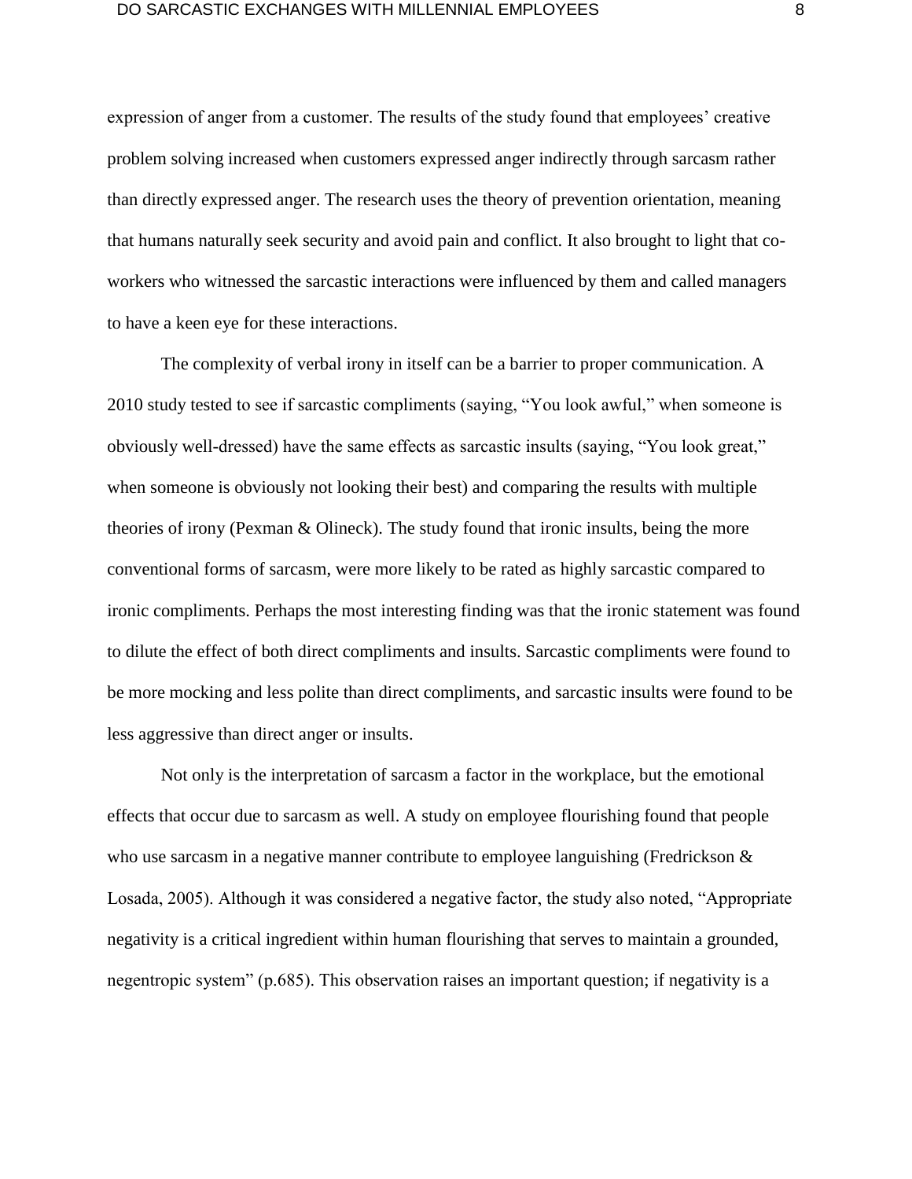expression of anger from a customer. The results of the study found that employees' creative problem solving increased when customers expressed anger indirectly through sarcasm rather than directly expressed anger. The research uses the theory of prevention orientation, meaning that humans naturally seek security and avoid pain and conflict. It also brought to light that co-workers who witnessed the sarcastic interactions were influenced by them and called managers to have a keen eye for these interactions.

The complexity of verbal irony in itself can be a barrier to proper communication. A 2010 study tested to see if sarcastic compliments (saying, "You look awful," when someone is obviously well-dressed) have the same effects as sarcastic insults (saying, "You look great," when someone is obviously not looking their best) and comparing the results with multiple theories of irony (Pexman & Olineck). The study found that ironic insults, being the more conventional forms of sarcasm, were more likely to be rated as highly sarcastic compared to ironic compliments. Perhaps the most interesting finding was that the ironic statement was found to dilute the effect of both direct compliments and insults. Sarcastic compliments were found to be more mocking and less polite than direct compliments, and sarcastic insults were found to be less aggressive than direct anger or insults.

Not only is the interpretation of sarcasm a factor in the workplace, but the emotional effects that occur due to sarcasm as well. A study on employee flourishing found that people who use sarcasm in a negative manner contribute to employee languishing (Fredrickson & Losada, 2005). Although it was considered a negative factor, the study also noted, "Appropriate negativity is a critical ingredient within human flourishing that serves to maintain a grounded, negentropic system" (p.685). This observation raises an important question; if negativity is a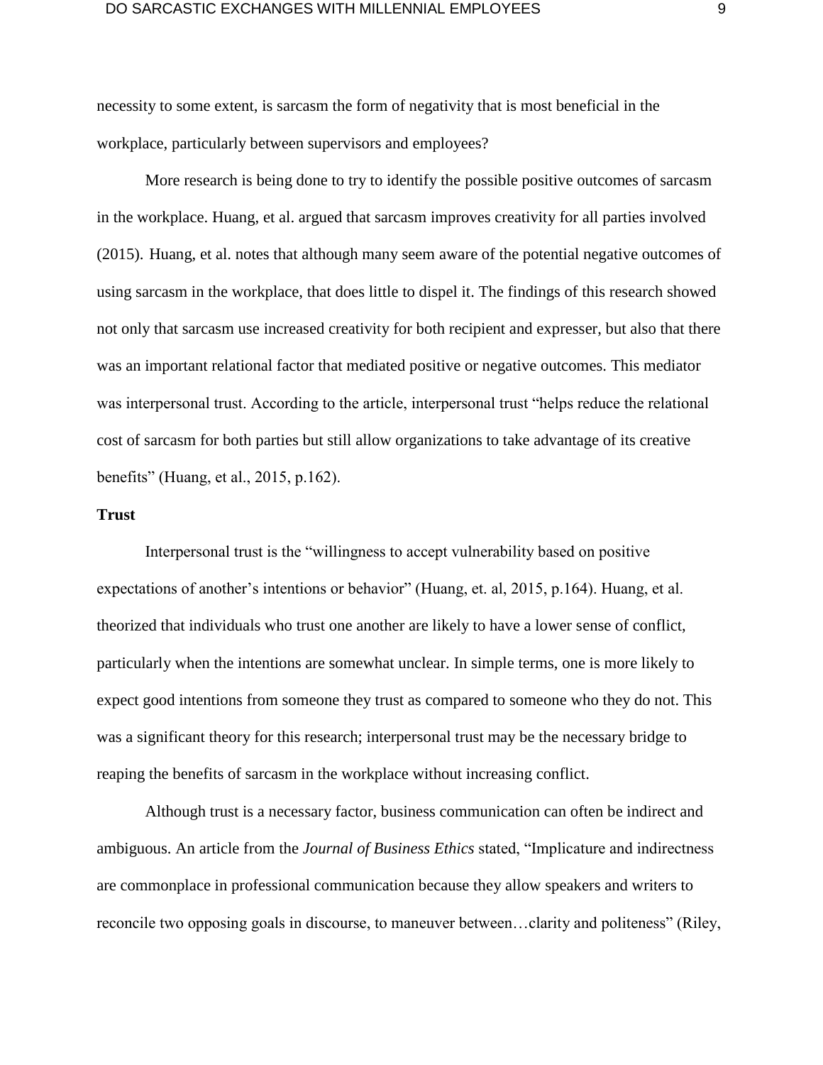necessity to some extent, is sarcasm the form of negativity that is most beneficial in the workplace, particularly between supervisors and employees?

More research is being done to try to identify the possible positive outcomes of sarcasm in the workplace. Huang, et al. argued that sarcasm improves creativity for all parties involved (2015). Huang, et al. notes that although many seem aware of the potential negative outcomes of using sarcasm in the workplace, that does little to dispel it. The findings of this research showed not only that sarcasm use increased creativity for both recipient and expresser, but also that there was an important relational factor that mediated positive or negative outcomes. This mediator was interpersonal trust. According to the article, interpersonal trust "helps reduce the relational cost of sarcasm for both parties but still allow organizations to take advantage of its creative benefits" (Huang, et al., 2015, p.162).

**Trust**

Interpersonal trust is the "willingness to accept vulnerability based on positive expectations of another's intentions or behavior" (Huang, et. al, 2015, p.164). Huang, et al. theorized that individuals who trust one another are likely to have a lower sense of conflict, particularly when the intentions are somewhat unclear. In simple terms, one is more likely to expect good intentions from someone they trust as compared to someone who they do not. This was a significant theory for this research; interpersonal trust may be the necessary bridge to reaping the benefits of sarcasm in the workplace without increasing conflict.

Although trust is a necessary factor, business communication can often be indirect and ambiguous. An article from the *Journal of Business Ethics* stated, "Implicature and indirectness are commonplace in professional communication because they allow speakers and writers to reconcile two opposing goals in discourse, to maneuver between…clarity and politeness" (Riley,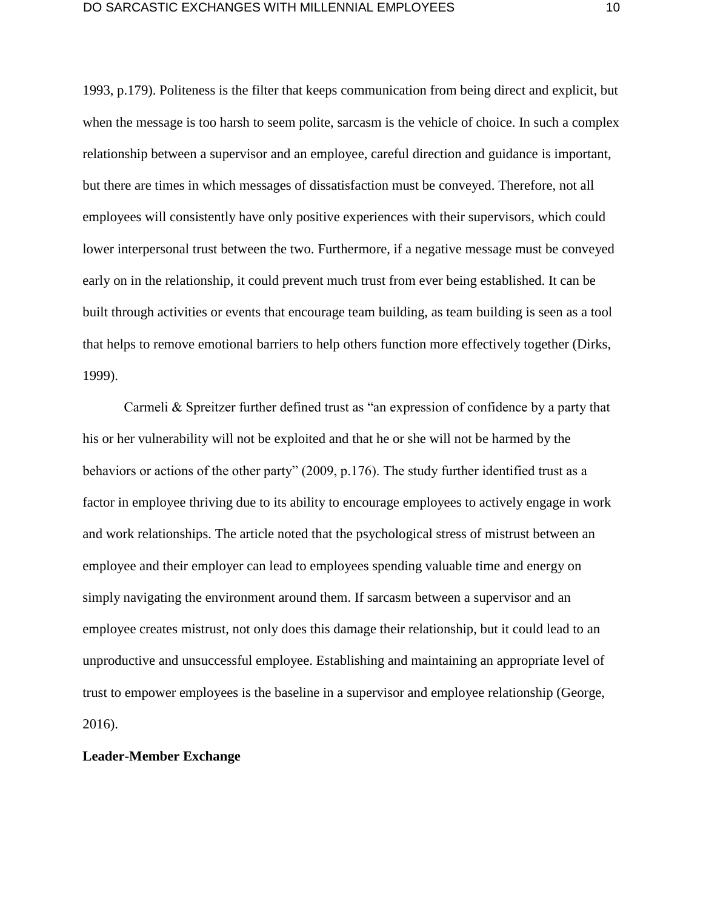1993, p.179). Politeness is the filter that keeps communication from being direct and explicit, but when the message is too harsh to seem polite, sarcasm is the vehicle of choice. In such a complex relationship between a supervisor and an employee, careful direction and guidance is important, but there are times in which messages of dissatisfaction must be conveyed. Therefore, not all employees will consistently have only positive experiences with their supervisors, which could lower interpersonal trust between the two. Furthermore, if a negative message must be conveyed early on in the relationship, it could prevent much trust from ever being established. It can be built through activities or events that encourage team building, as team building is seen as a tool that helps to remove emotional barriers to help others function more effectively together (Dirks, 1999).

Carmeli & Spreitzer further defined trust as "an expression of confidence by a party that his or her vulnerability will not be exploited and that he or she will not be harmed by the behaviors or actions of the other party" (2009, p.176). The study further identified trust as a factor in employee thriving due to its ability to encourage employees to actively engage in work and work relationships. The article noted that the psychological stress of mistrust between an employee and their employer can lead to employees spending valuable time and energy on simply navigating the environment around them. If sarcasm between a supervisor and an employee creates mistrust, not only does this damage their relationship, but it could lead to an unproductive and unsuccessful employee. Establishing and maintaining an appropriate level of trust to empower employees is the baseline in a supervisor and employee relationship (George, 2016).

**Leader-Member Exchange**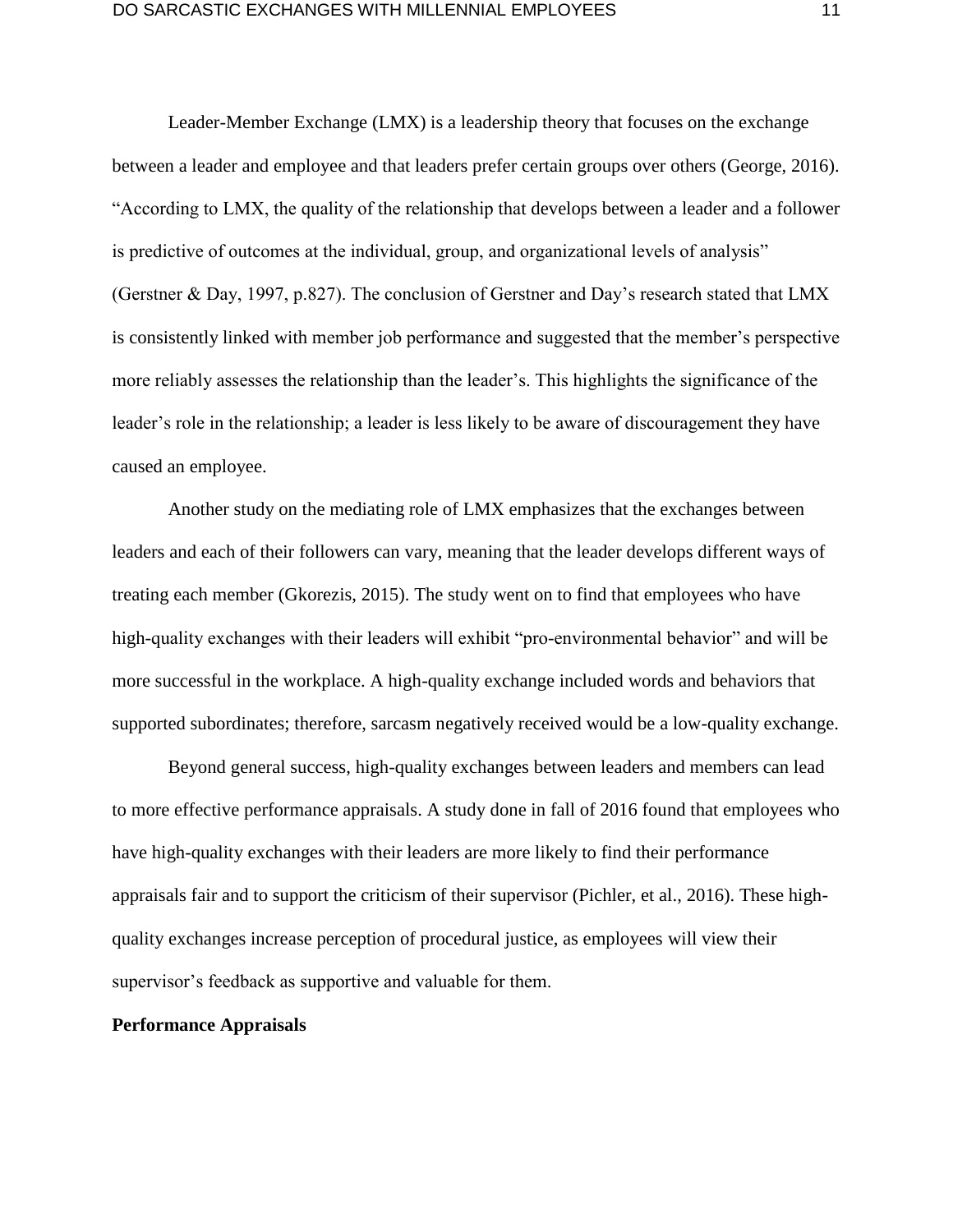Leader-Member Exchange (LMX) is a leadership theory that focuses on the exchange between a leader and employee and that leaders prefer certain groups over others (George, 2016). "According to LMX, the quality of the relationship that develops between a leader and a follower is predictive of outcomes at the individual, group, and organizational levels of analysis" (Gerstner & Day, 1997, p.827). The conclusion of Gerstner and Day's research stated that LMX is consistently linked with member job performance and suggested that the member's perspective more reliably assesses the relationship than the leader's. This highlights the significance of the leader's role in the relationship; a leader is less likely to be aware of discouragement they have caused an employee.

Another study on the mediating role of LMX emphasizes that the exchanges between leaders and each of their followers can vary, meaning that the leader develops different ways of treating each member (Gkorezis, 2015). The study went on to find that employees who have high-quality exchanges with their leaders will exhibit "pro-environmental behavior" and will be more successful in the workplace. A high-quality exchange included words and behaviors that supported subordinates; therefore, sarcasm negatively received would be a low-quality exchange.

Beyond general success, high-quality exchanges between leaders and members can lead to more effective performance appraisals. A study done in fall of 2016 found that employees who have high-quality exchanges with their leaders are more likely to find their performance appraisals fair and to support the criticism of their supervisor (Pichler, et al., 2016). These high-quality exchanges increase perception of procedural justice, as employees will view their supervisor's feedback as supportive and valuable for them.

**Performance Appraisals**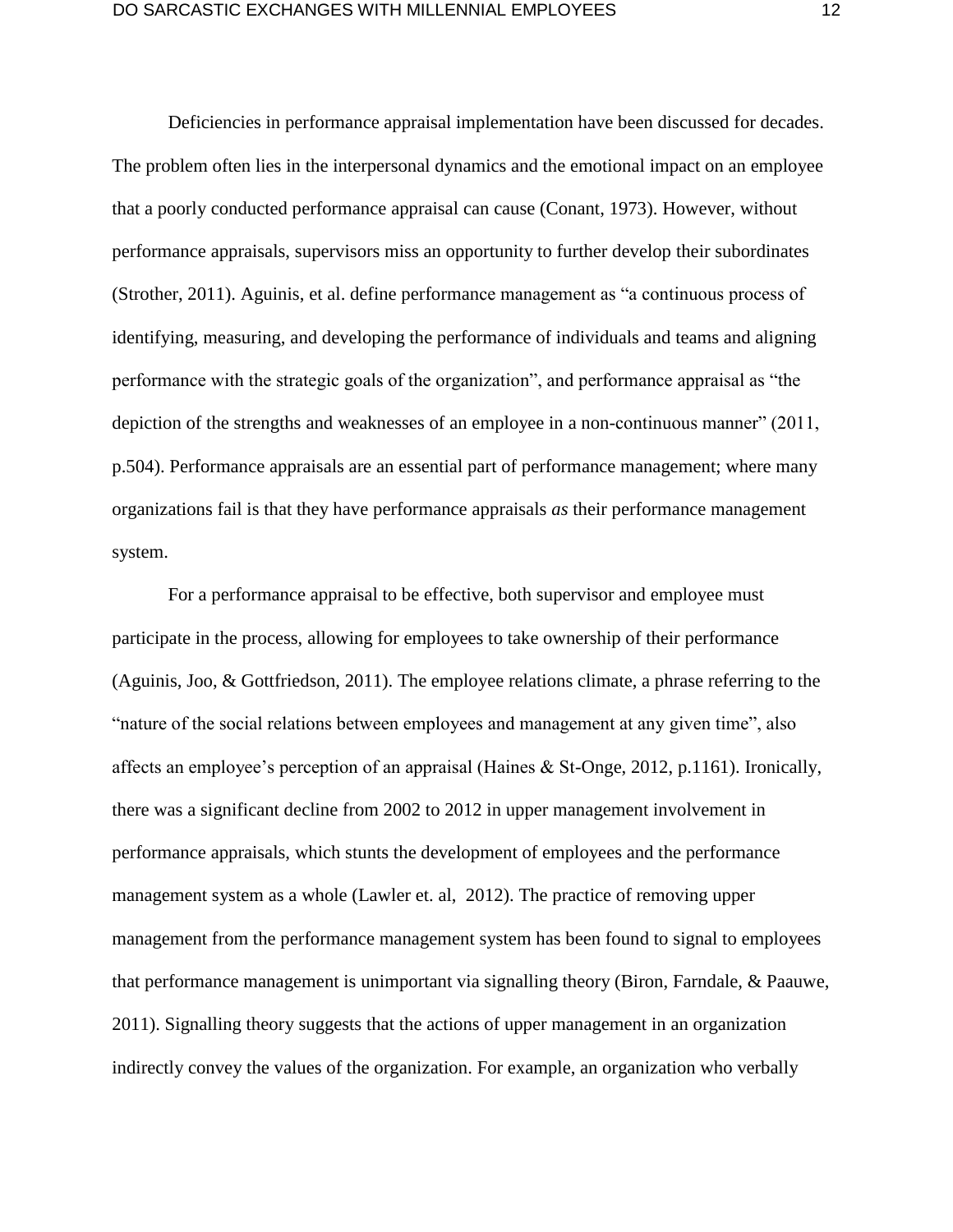Deficiencies in performance appraisal implementation have been discussed for decades. The problem often lies in the interpersonal dynamics and the emotional impact on an employee that a poorly conducted performance appraisal can cause (Conant, 1973). However, without performance appraisals, supervisors miss an opportunity to further develop their subordinates (Strother, 2011). Aguinis, et al. define performance management as "a continuous process of identifying, measuring, and developing the performance of individuals and teams and aligning performance with the strategic goals of the organization", and performance appraisal as "the depiction of the strengths and weaknesses of an employee in a non-continuous manner" (2011, p.504). Performance appraisals are an essential part of performance management; where many organizations fail is that they have performance appraisals *as* their performance management system.

For a performance appraisal to be effective, both supervisor and employee must participate in the process, allowing for employees to take ownership of their performance (Aguinis, Joo, & Gottfriedson, 2011). The employee relations climate, a phrase referring to the "nature of the social relations between employees and management at any given time", also affects an employee's perception of an appraisal (Haines & St-Onge, 2012, p.1161). Ironically, there was a significant decline from 2002 to 2012 in upper management involvement in performance appraisals, which stunts the development of employees and the performance management system as a whole (Lawler et. al, 2012). The practice of removing upper management from the performance management system has been found to signal to employees that performance management is unimportant via signalling theory (Biron, Farndale, & Paauwe, 2011). Signalling theory suggests that the actions of upper management in an organization indirectly convey the values of the organization. For example, an organization who verbally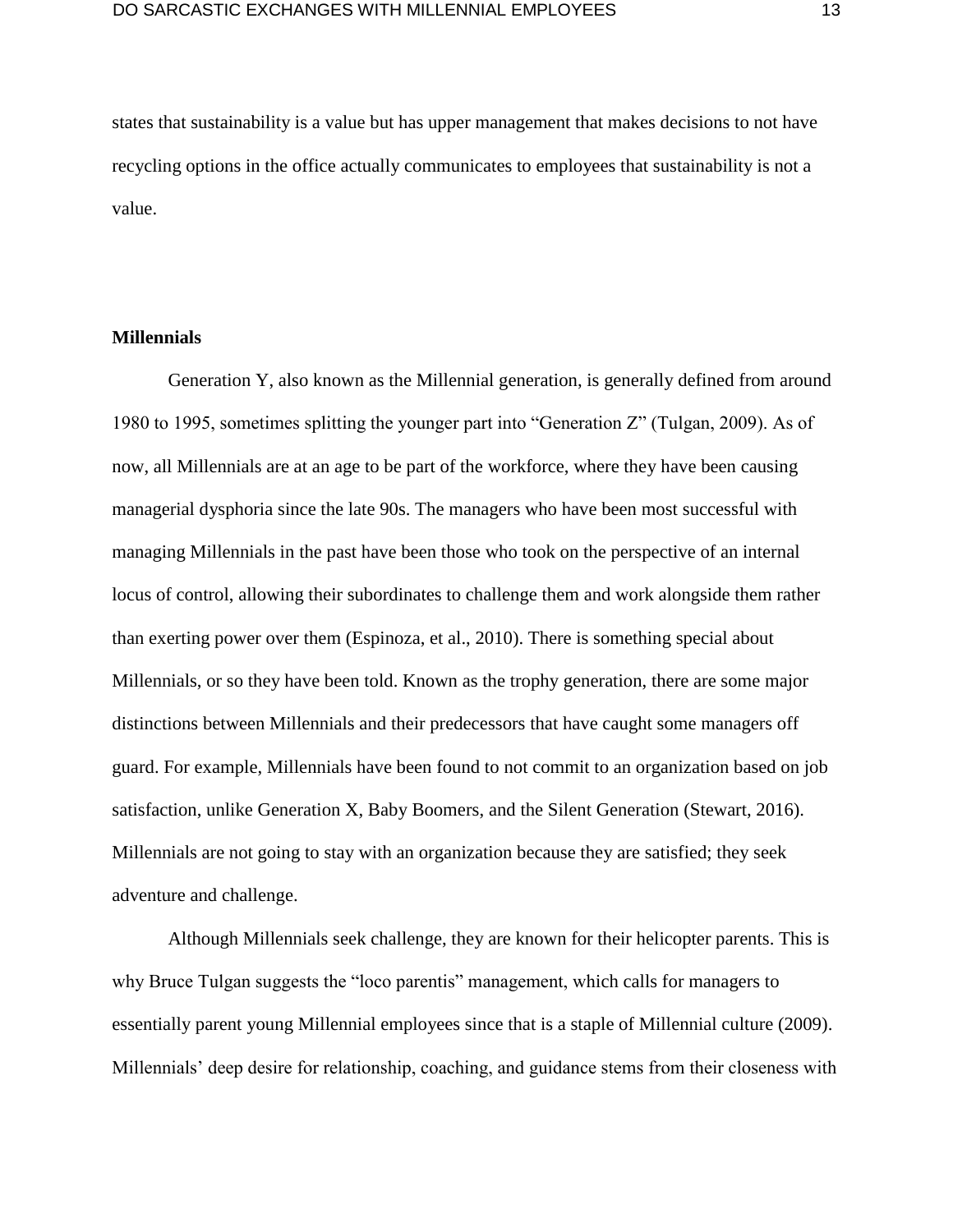states that sustainability is a value but has upper management that makes decisions to not have recycling options in the office actually communicates to employees that sustainability is not a value.

**Millennials**

Generation Y, also known as the Millennial generation, is generally defined from around 1980 to 1995, sometimes splitting the younger part into "Generation Z" (Tulgan, 2009). As of now, all Millennials are at an age to be part of the workforce, where they have been causing managerial dysphoria since the late 90s. The managers who have been most successful with managing Millennials in the past have been those who took on the perspective of an internal locus of control, allowing their subordinates to challenge them and work alongside them rather than exerting power over them (Espinoza, et al., 2010). There is something special about Millennials, or so they have been told. Known as the trophy generation, there are some major distinctions between Millennials and their predecessors that have caught some managers off guard. For example, Millennials have been found to not commit to an organization based on job satisfaction, unlike Generation X, Baby Boomers, and the Silent Generation (Stewart, 2016). Millennials are not going to stay with an organization because they are satisfied; they seek adventure and challenge.

Although Millennials seek challenge, they are known for their helicopter parents. This is why Bruce Tulgan suggests the "loco parentis" management, which calls for managers to essentially parent young Millennial employees since that is a staple of Millennial culture (2009). Millennials' deep desire for relationship, coaching, and guidance stems from their closeness with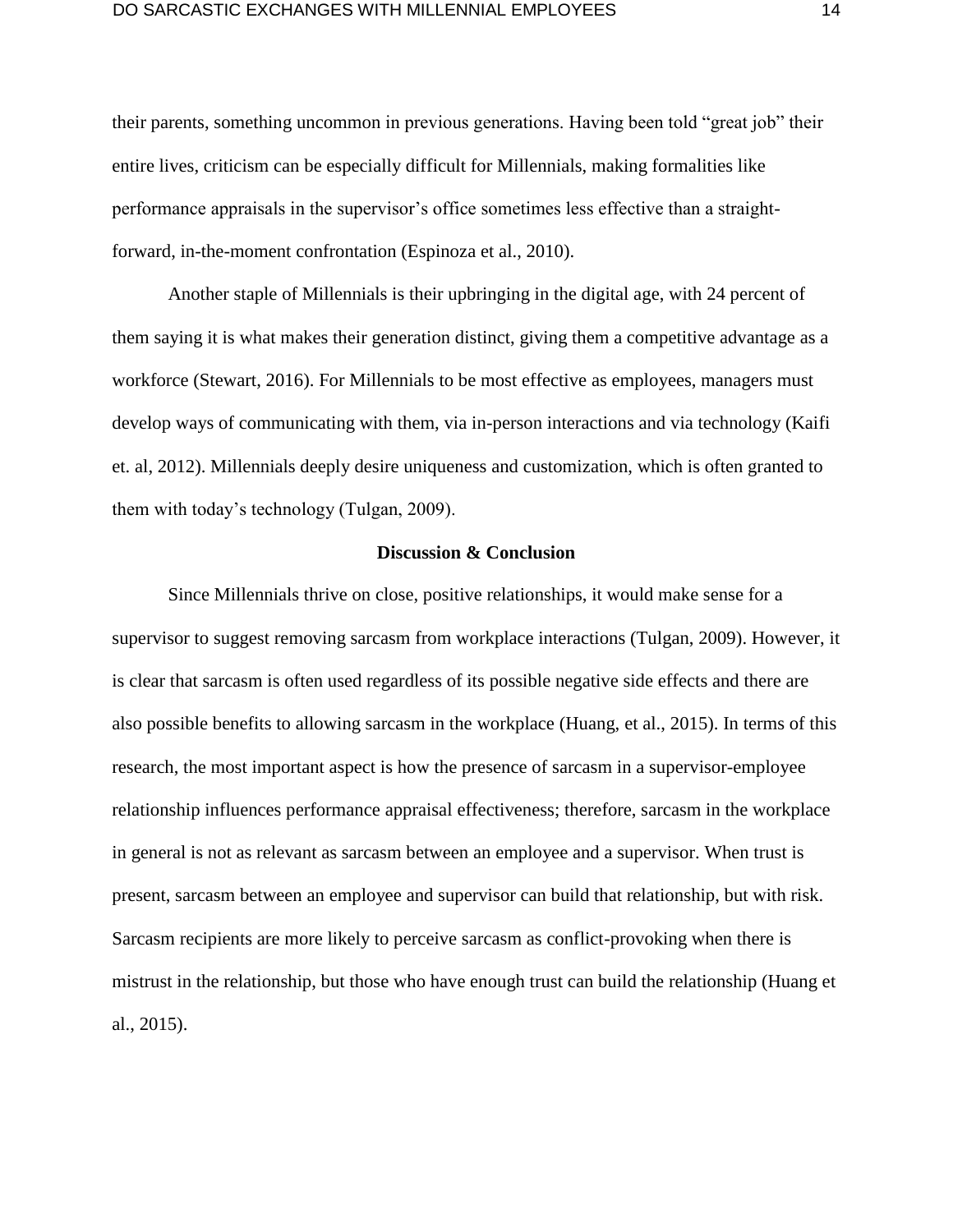their parents, something uncommon in previous generations. Having been told "great job" their entire lives, criticism can be especially difficult for Millennials, making formalities like performance appraisals in the supervisor's office sometimes less effective than a straight-forward, in-the-moment confrontation (Espinoza et al., 2010).

Another staple of Millennials is their upbringing in the digital age, with 24 percent of them saying it is what makes their generation distinct, giving them a competitive advantage as a workforce (Stewart, 2016). For Millennials to be most effective as employees, managers must develop ways of communicating with them, via in-person interactions and via technology (Kaifi et. al, 2012). Millennials deeply desire uniqueness and customization, which is often granted to them with today's technology (Tulgan, 2009).

## Discussion & Conclusion

Since Millennials thrive on close, positive relationships, it would make sense for a supervisor to suggest removing sarcasm from workplace interactions (Tulgan, 2009). However, it is clear that sarcasm is often used regardless of its possible negative side effects and there are also possible benefits to allowing sarcasm in the workplace (Huang, et al., 2015). In terms of this research, the most important aspect is how the presence of sarcasm in a supervisor-employee relationship influences performance appraisal effectiveness; therefore, sarcasm in the workplace in general is not as relevant as sarcasm between an employee and a supervisor. When trust is present, sarcasm between an employee and supervisor can build that relationship, but with risk. Sarcasm recipients are more likely to perceive sarcasm as conflict-provoking when there is mistrust in the relationship, but those who have enough trust can build the relationship (Huang et al., 2015).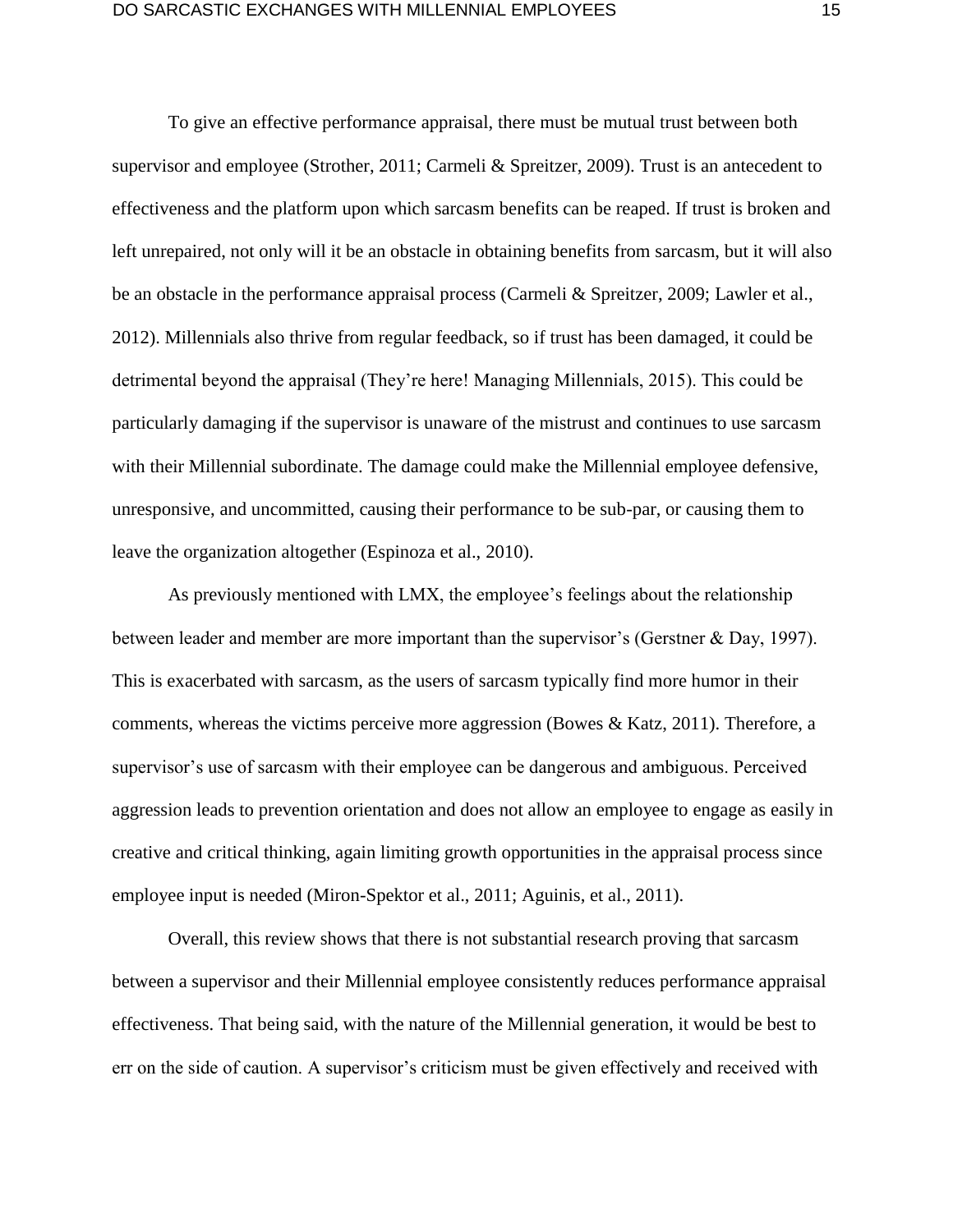To give an effective performance appraisal, there must be mutual trust between both supervisor and employee (Strother, 2011; Carmeli & Spreitzer, 2009). Trust is an antecedent to effectiveness and the platform upon which sarcasm benefits can be reaped. If trust is broken and left unrepaired, not only will it be an obstacle in obtaining benefits from sarcasm, but it will also be an obstacle in the performance appraisal process (Carmeli & Spreitzer, 2009; Lawler et al., 2012). Millennials also thrive from regular feedback, so if trust has been damaged, it could be detrimental beyond the appraisal (They're here! Managing Millennials, 2015). This could be particularly damaging if the supervisor is unaware of the mistrust and continues to use sarcasm with their Millennial subordinate. The damage could make the Millennial employee defensive, unresponsive, and uncommitted, causing their performance to be sub-par, or causing them to leave the organization altogether (Espinoza et al., 2010).

As previously mentioned with LMX, the employee's feelings about the relationship between leader and member are more important than the supervisor's (Gerstner & Day, 1997). This is exacerbated with sarcasm, as the users of sarcasm typically find more humor in their comments, whereas the victims perceive more aggression (Bowes & Katz, 2011). Therefore, a supervisor's use of sarcasm with their employee can be dangerous and ambiguous. Perceived aggression leads to prevention orientation and does not allow an employee to engage as easily in creative and critical thinking, again limiting growth opportunities in the appraisal process since employee input is needed (Miron-Spektor et al., 2011; Aguinis, et al., 2011).

Overall, this review shows that there is not substantial research proving that sarcasm between a supervisor and their Millennial employee consistently reduces performance appraisal effectiveness. That being said, with the nature of the Millennial generation, it would be best to err on the side of caution. A supervisor's criticism must be given effectively and received with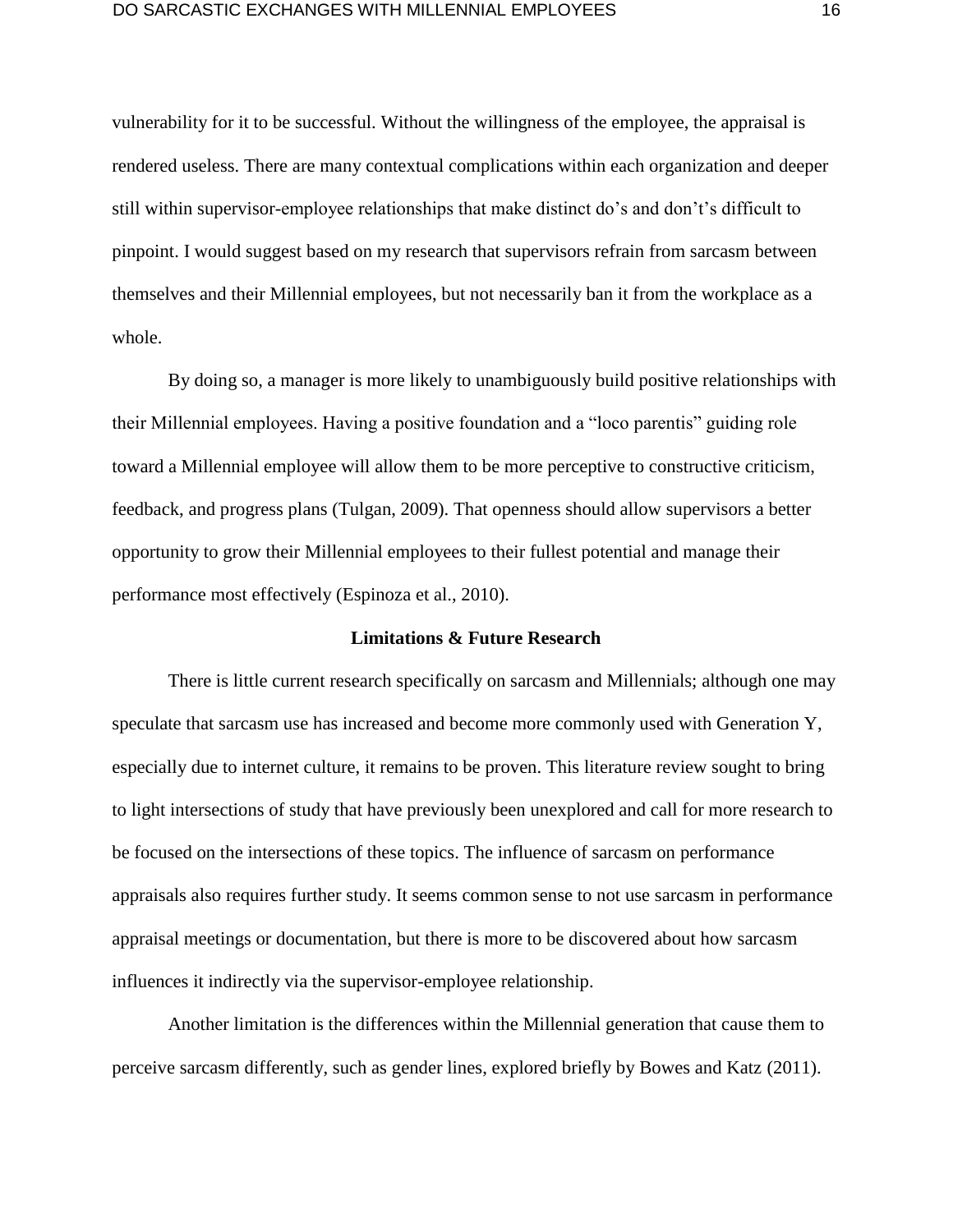vulnerability for it to be successful. Without the willingness of the employee, the appraisal is rendered useless. There are many contextual complications within each organization and deeper still within supervisor-employee relationships that make distinct do's and don't's difficult to pinpoint. I would suggest based on my research that supervisors refrain from sarcasm between themselves and their Millennial employees, but not necessarily ban it from the workplace as a whole.

By doing so, a manager is more likely to unambiguously build positive relationships with their Millennial employees. Having a positive foundation and a "loco parentis" guiding role toward a Millennial employee will allow them to be more perceptive to constructive criticism, feedback, and progress plans (Tulgan, 2009). That openness should allow supervisors a better opportunity to grow their Millennial employees to their fullest potential and manage their performance most effectively (Espinoza et al., 2010).

## Limitations & Future Research

There is little current research specifically on sarcasm and Millennials; although one may speculate that sarcasm use has increased and become more commonly used with Generation Y, especially due to internet culture, it remains to be proven. This literature review sought to bring to light intersections of study that have previously been unexplored and call for more research to be focused on the intersections of these topics. The influence of sarcasm on performance appraisals also requires further study. It seems common sense to not use sarcasm in performance appraisal meetings or documentation, but there is more to be discovered about how sarcasm influences it indirectly via the supervisor-employee relationship.

Another limitation is the differences within the Millennial generation that cause them to perceive sarcasm differently, such as gender lines, explored briefly by Bowes and Katz (2011).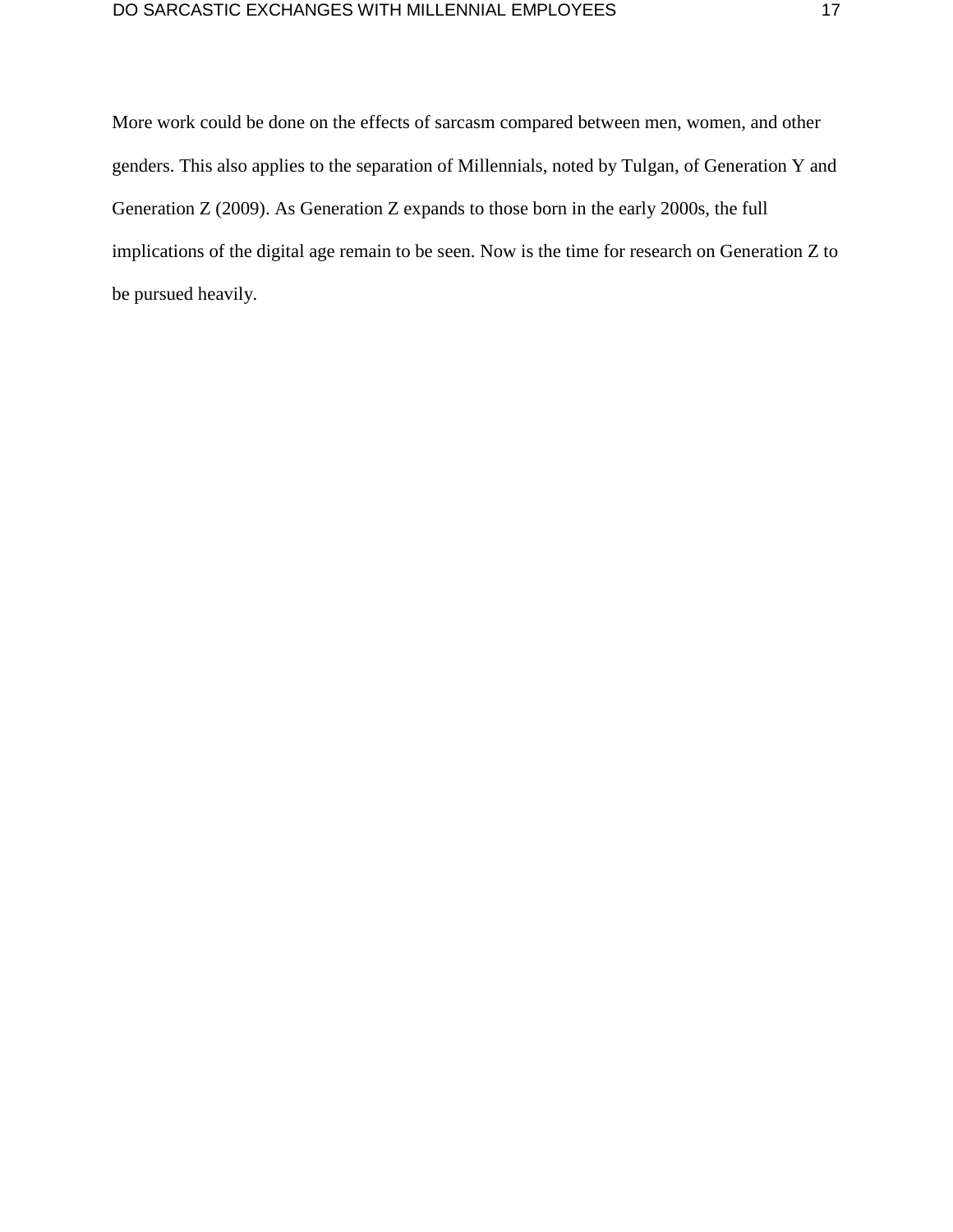More work could be done on the effects of sarcasm compared between men, women, and other genders. This also applies to the separation of Millennials, noted by Tulgan, of Generation Y and Generation Z (2009). As Generation Z expands to those born in the early 2000s, the full implications of the digital age remain to be seen. Now is the time for research on Generation Z to be pursued heavily.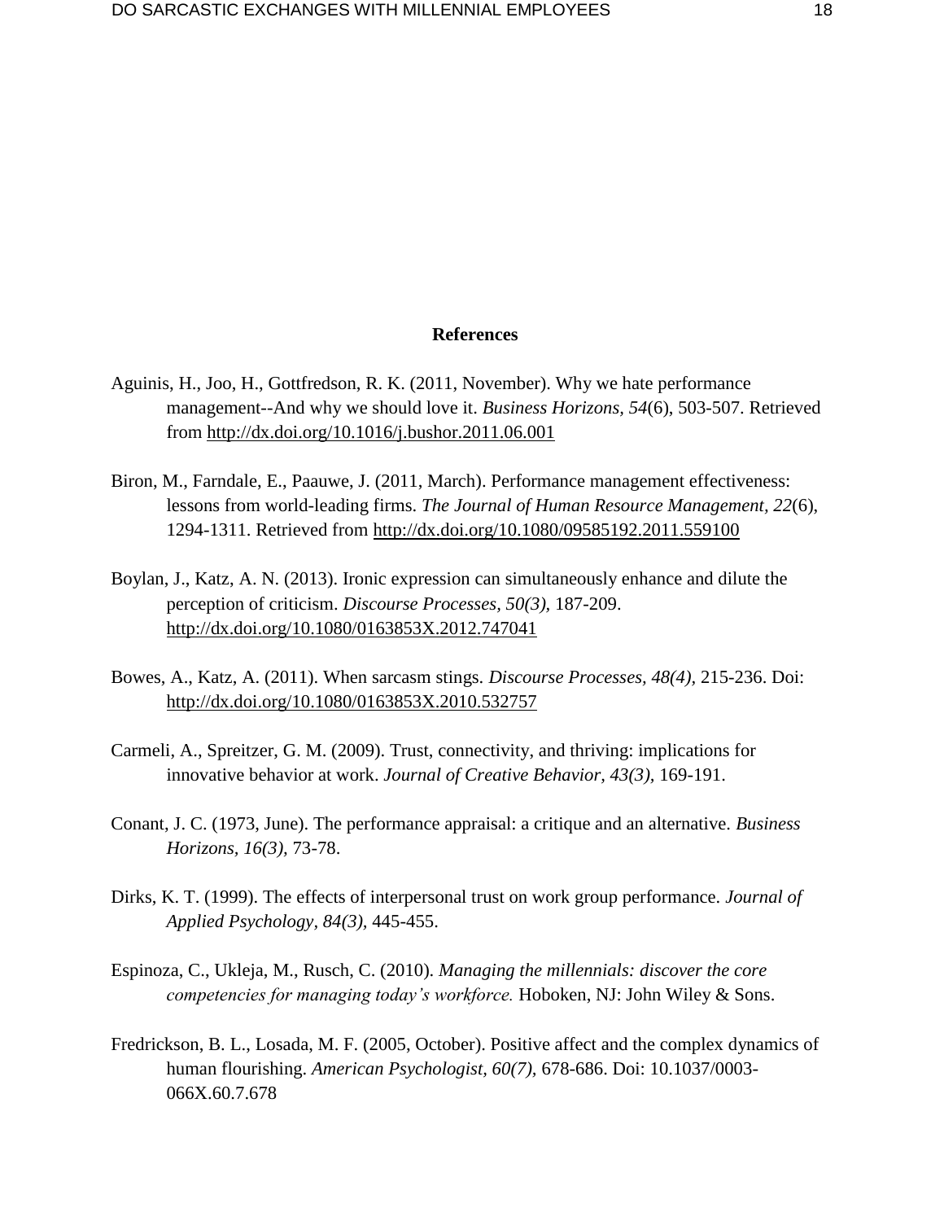## References

Aguinis, H., Joo, H., Gottfredson, R. K. (2011, November). Why we hate performance management--And why we should love it. *Business Horizons, 54*(6), 503-507. Retrieved from http://dx.doi.org/10.1016/j.bushor.2011.06.001

Biron, M., Farndale, E., Paauwe, J. (2011, March). Performance management effectiveness: lessons from world-leading firms. *The Journal of Human Resource Management, 22*(6), 1294-1311. Retrieved from http://dx.doi.org/10.1080/09585192.2011.559100

Boylan, J., Katz, A. N. (2013). Ironic expression can simultaneously enhance and dilute the perception of criticism. *Discourse Processes, 50(3),* 187-209. http://dx.doi.org/10.1080/0163853X.2012.747041

Bowes, A., Katz, A. (2011). When sarcasm stings. *Discourse Processes, 48(4),* 215-236. Doi: http://dx.doi.org/10.1080/0163853X.2010.532757

Carmeli, A., Spreitzer, G. M. (2009). Trust, connectivity, and thriving: implications for innovative behavior at work. *Journal of Creative Behavior, 43(3),* 169-191.

Conant, J. C. (1973, June). The performance appraisal: a critique and an alternative. *Business Horizons, 16(3),* 73-78.

Dirks, K. T. (1999). The effects of interpersonal trust on work group performance. *Journal of Applied Psychology, 84(3),* 445-455.

Espinoza, C., Ukleja, M., Rusch, C. (2010). *Managing the millennials: discover the core competencies for managing today's workforce.* Hoboken, NJ: John Wiley & Sons.

Fredrickson, B. L., Losada, M. F. (2005, October). Positive affect and the complex dynamics of human flourishing. *American Psychologist, 60(7),* 678-686. Doi: 10.1037/0003-066X.60.7.678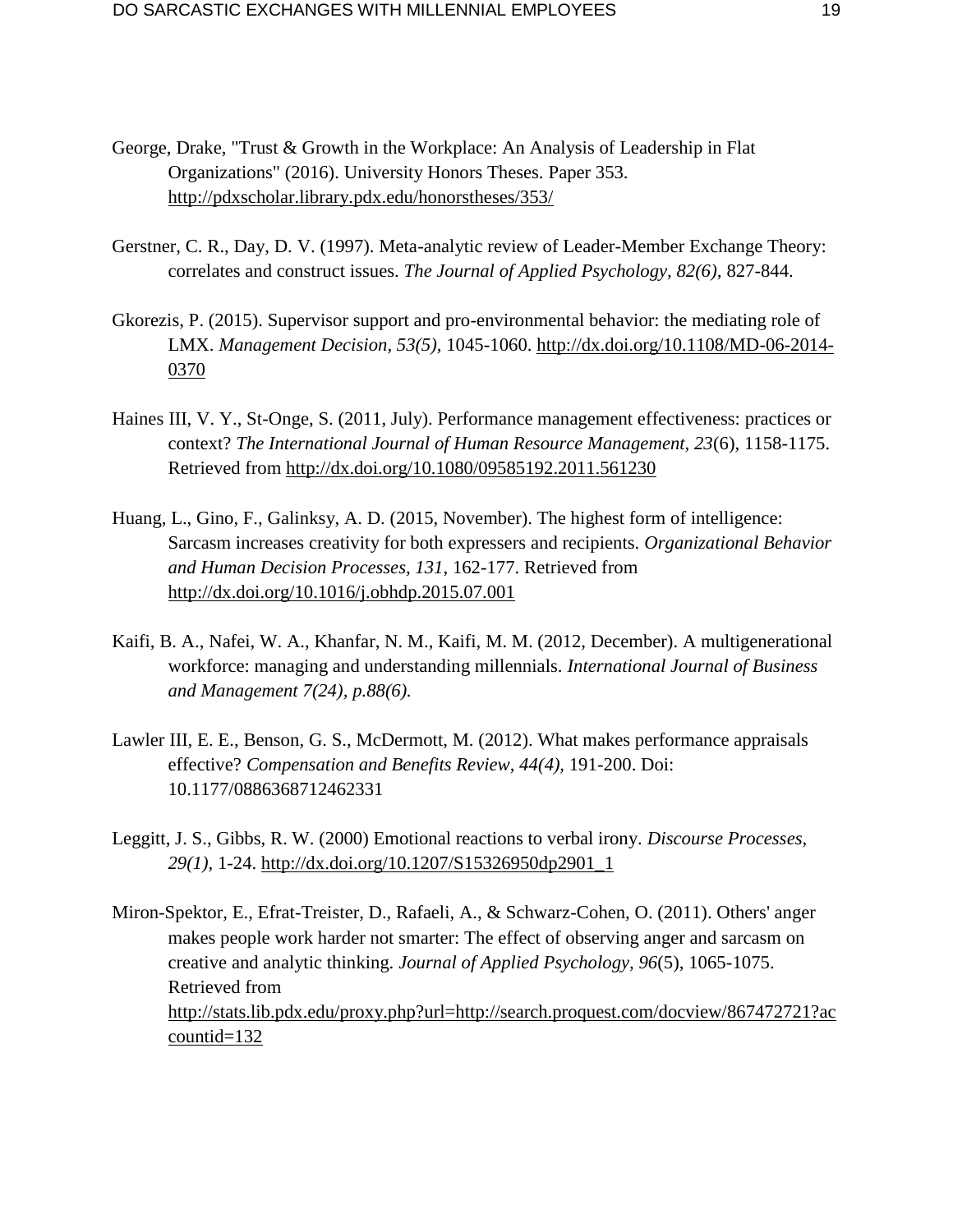George, Drake, "Trust & Growth in the Workplace: An Analysis of Leadership in Flat Organizations" (2016). University Honors Theses. Paper 353. http://pdxscholar.library.pdx.edu/honorstheses/353/

Gerstner, C. R., Day, D. V. (1997). Meta-analytic review of Leader-Member Exchange Theory: correlates and construct issues. *The Journal of Applied Psychology, 82(6),* 827-844.

Gkorezis, P. (2015). Supervisor support and pro-environmental behavior: the mediating role of LMX. *Management Decision, 53(5),* 1045-1060. http://dx.doi.org/10.1108/MD-06-2014-0370

Haines III, V. Y., St-Onge, S. (2011, July). Performance management effectiveness: practices or context? *The International Journal of Human Resource Management, 23*(6), 1158-1175. Retrieved from http://dx.doi.org/10.1080/09585192.2011.561230

Huang, L., Gino, F., Galinksy, A. D. (2015, November). The highest form of intelligence: Sarcasm increases creativity for both expressers and recipients. *Organizational Behavior and Human Decision Processes, 131*, 162-177. Retrieved from http://dx.doi.org/10.1016/j.obhdp.2015.07.001

Kaifi, B. A., Nafei, W. A., Khanfar, N. M., Kaifi, M. M. (2012, December). A multigenerational workforce: managing and understanding millennials. *International Journal of Business and Management 7(24), p.88(6).*

Lawler III, E. E., Benson, G. S., McDermott, M. (2012). What makes performance appraisals effective? *Compensation and Benefits Review, 44(4),* 191-200. Doi: 10.1177/0886368712462331

Leggitt, J. S., Gibbs, R. W. (2000) Emotional reactions to verbal irony. *Discourse Processes, 29(1),* 1-24. http://dx.doi.org/10.1207/S15326950dp2901_1

Miron-Spektor, E., Efrat-Treister, D., Rafaeli, A., & Schwarz-Cohen, O. (2011). Others' anger makes people work harder not smarter: The effect of observing anger and sarcasm on creative and analytic thinking. *Journal of Applied Psychology, 96*(5), 1065-1075. Retrieved from http://stats.lib.pdx.edu/proxy.php?url=http://search.proquest.com/docview/867472721?accountid=132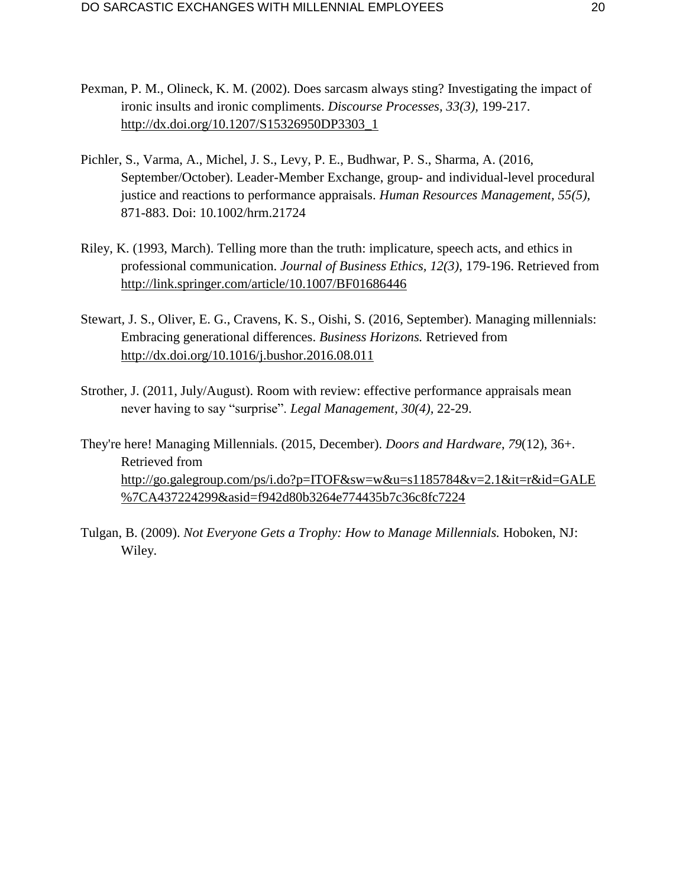Pexman, P. M., Olineck, K. M. (2002). Does sarcasm always sting? Investigating the impact of ironic insults and ironic compliments. *Discourse Processes, 33(3),* 199-217. http://dx.doi.org/10.1207/S15326950DP3303_1

Pichler, S., Varma, A., Michel, J. S., Levy, P. E., Budhwar, P. S., Sharma, A. (2016, September/October). Leader-Member Exchange, group- and individual-level procedural justice and reactions to performance appraisals. *Human Resources Management, 55(5),* 871-883. Doi: 10.1002/hrm.21724

Riley, K. (1993, March). Telling more than the truth: implicature, speech acts, and ethics in professional communication. *Journal of Business Ethics, 12(3)*, 179-196. Retrieved from http://link.springer.com/article/10.1007/BF01686446

Stewart, J. S., Oliver, E. G., Cravens, K. S., Oishi, S. (2016, September). Managing millennials: Embracing generational differences. *Business Horizons.* Retrieved from http://dx.doi.org/10.1016/j.bushor.2016.08.011

Strother, J. (2011, July/August). Room with review: effective performance appraisals mean never having to say "surprise". *Legal Management, 30(4),* 22-29.

They're here! Managing Millennials. (2015, December). *Doors and Hardware*, *79*(12), 36+. Retrieved from http://go.galegroup.com/ps/i.do?p=ITOF&sw=w&u=s1185784&v=2.1&it=r&id=GALE%7CA437224299&asid=f942d80b3264e774435b7c36c8fc7224

Tulgan, B. (2009). *Not Everyone Gets a Trophy: How to Manage Millennials.* Hoboken, NJ: Wiley.